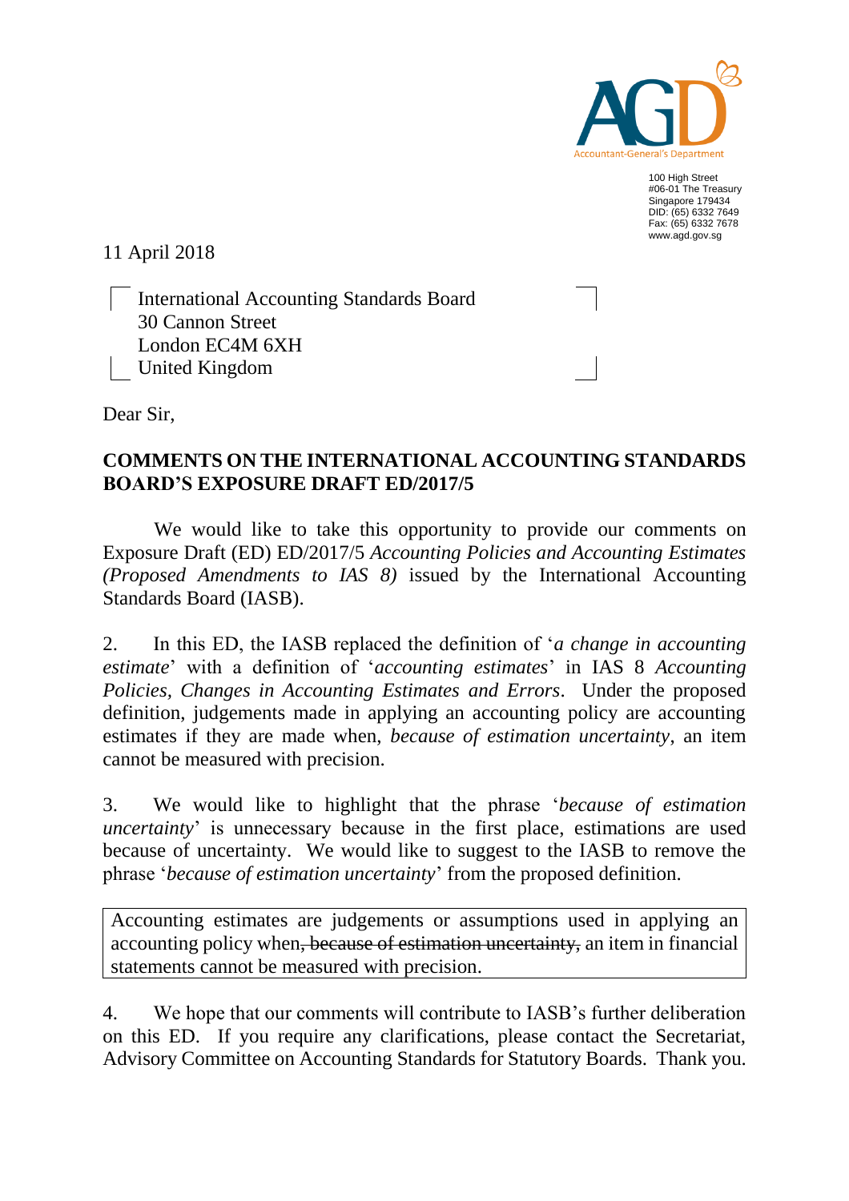AGD

Accountant-General's Department

100 High Street
#06-01 The Treasury
Singapore 179434
DID: (65) 6332 7649
Fax: (65) 6332 7678
www.agd.gov.sg

11 April 2018

International Accounting Standards Board
30 Cannon Street
London EC4M 6XH
United Kingdom

Dear Sir,

**COMMENTS ON THE INTERNATIONAL ACCOUNTING STANDARDS BOARD'S EXPOSURE DRAFT ED/2017/5**

We would like to take this opportunity to provide our comments on Exposure Draft (ED) ED/2017/5 *Accounting Policies and Accounting Estimates (Proposed Amendments to IAS 8)* issued by the International Accounting Standards Board (IASB).

2. In this ED, the IASB replaced the definition of '*a change in accounting estimate*' with a definition of '*accounting estimates*' in IAS 8 *Accounting Policies, Changes in Accounting Estimates and Errors*. Under the proposed definition, judgements made in applying an accounting policy are accounting estimates if they are made when, *because of estimation uncertainty*, an item cannot be measured with precision.

3. We would like to highlight that the phrase '*because of estimation uncertainty*' is unnecessary because in the first place, estimations are used because of uncertainty. We would like to suggest to the IASB to remove the phrase '*because of estimation uncertainty*' from the proposed definition.

| Accounting estimates are judgements or assumptions used in applying an accounting policy when~~, because of estimation uncertainty,~~ an item in financial statements cannot be measured with precision. |
|---|

4. We hope that our comments will contribute to IASB's further deliberation on this ED. If you require any clarifications, please contact the Secretariat, Advisory Committee on Accounting Standards for Statutory Boards. Thank you.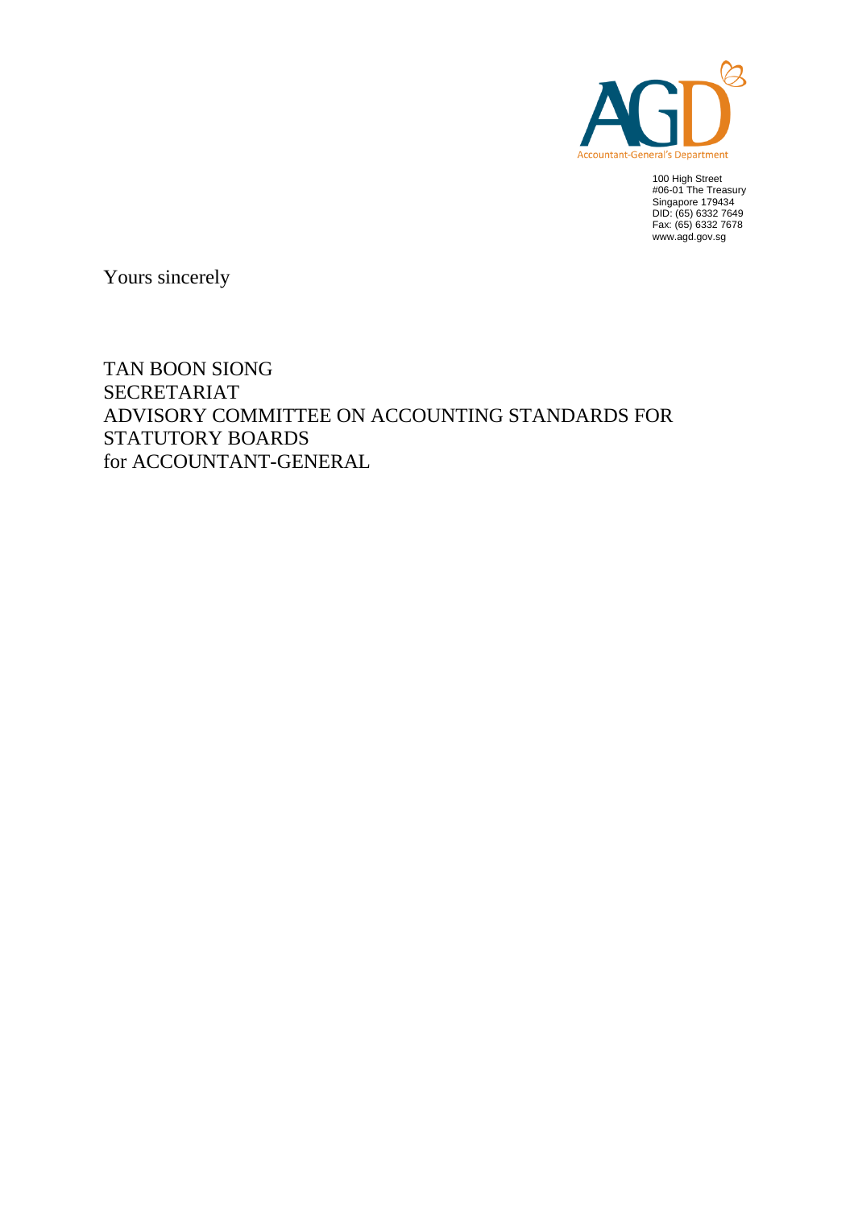100 High Street
#06-01 The Treasury
Singapore 179434
DID: (65) 6332 7649
Fax: (65) 6332 7678
www.agd.gov.sg

Yours sincerely

TAN BOON SIONG
SECRETARIAT
ADVISORY COMMITTEE ON ACCOUNTING STANDARDS FOR STATUTORY BOARDS
for ACCOUNTANT-GENERAL